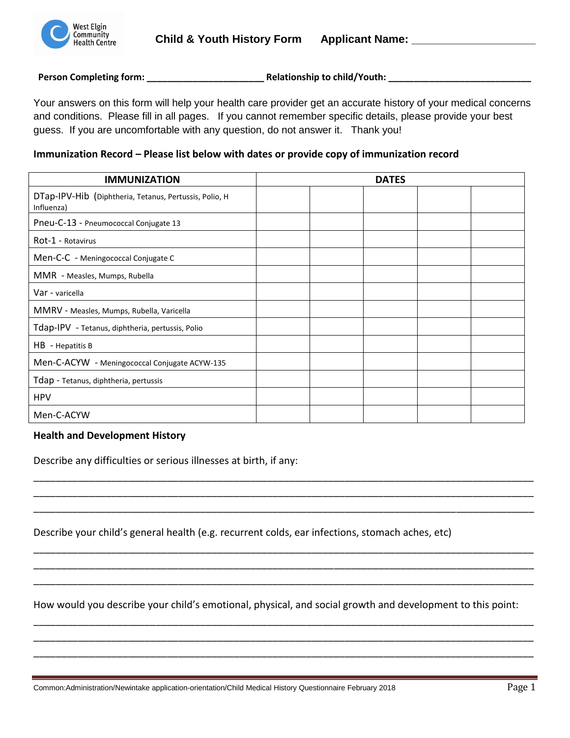West Elgin Community Health Centre

# Child & Youth History Form

**Applicant Name:** ____________________

**Person Completing form:** ______________________ **Relationship to child/Youth:** ___________________________

Your answers on this form will help your health care provider get an accurate history of your medical concerns and conditions. Please fill in all pages. If you cannot remember specific details, please provide your best guess. If you are uncomfortable with any question, do not answer it. Thank you!

**Immunization Record – Please list below with dates or provide copy of immunization record**

| IMMUNIZATION | DATES | | | | |
|---|---|---|---|---|---|
| DTap-IPV-Hib (Diphtheria, Tetanus, Pertussis, Polio, H Influenza) | | | | | |
| Pneu-C-13 - Pneumococcal Conjugate 13 | | | | | |
| Rot-1 - Rotavirus | | | | | |
| Men-C-C - Meningococcal Conjugate C | | | | | |
| MMR - Measles, Mumps, Rubella | | | | | |
| Var - varicella | | | | | |
| MMRV - Measles, Mumps, Rubella, Varicella | | | | | |
| Tdap-IPV - Tetanus, diphtheria, pertussis, Polio | | | | | |
| HB - Hepatitis B | | | | | |
| Men-C-ACYW - Meningococcal Conjugate ACYW-135 | | | | | |
| Tdap - Tetanus, diphtheria, pertussis | | | | | |
| HPV | | | | | |
| Men-C-ACYW | | | | | |

## Health and Development History

Describe any difficulties or serious illnesses at birth, if any:

___________________________________________________________________________

___________________________________________________________________________

___________________________________________________________________________

Describe your child's general health (e.g. recurrent colds, ear infections, stomach aches, etc)

___________________________________________________________________________

___________________________________________________________________________

___________________________________________________________________________

How would you describe your child's emotional, physical, and social growth and development to this point:

___________________________________________________________________________

___________________________________________________________________________

___________________________________________________________________________

Common:Administration/Newintake application-orientation/Child Medical History Questionnaire February 2018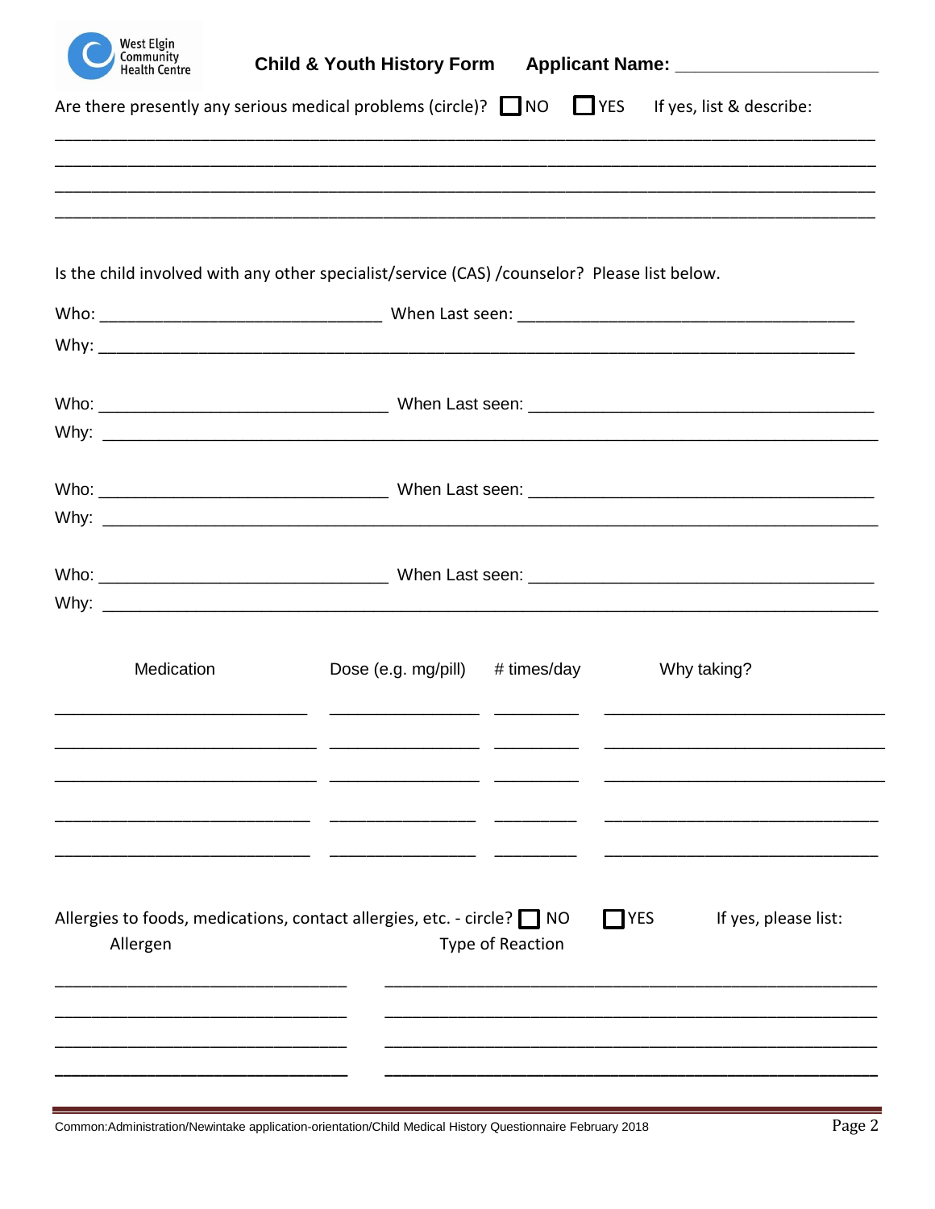West Elgin Community Health Centre

**Child & Youth History Form** **Applicant Name:** ____________________

Are there presently any serious medical problems (circle)? ☐ NO ☐ YES If yes, list & describe:

________________________________________________________________________________

________________________________________________________________________________

________________________________________________________________________________

________________________________________________________________________________

Is the child involved with any other specialist/service (CAS) /counselor? Please list below.

Who: ______________________________ When Last seen: ____________________________________

Why: ________________________________________________________________________________

Who: ______________________________ When Last seen: ____________________________________

Why: ________________________________________________________________________________

Who: ______________________________ When Last seen: ____________________________________

Why: ________________________________________________________________________________

Who: ______________________________ When Last seen: ____________________________________

Why: ________________________________________________________________________________

| Medication | Dose (e.g. mg/pill) | # times/day | Why taking? |
|---|---|---|---|
| | | | |
| | | | |
| | | | |
| | | | |
| | | | |

Allergies to foods, medications, contact allergies, etc. - circle? ☐ NO ☐ YES If yes, please list:

| Allergen | Type of Reaction |
|---|---|
| | |
| | |
| | |
| | |

Common:Administration/Newintake application-orientation/Child Medical History Questionnaire February 2018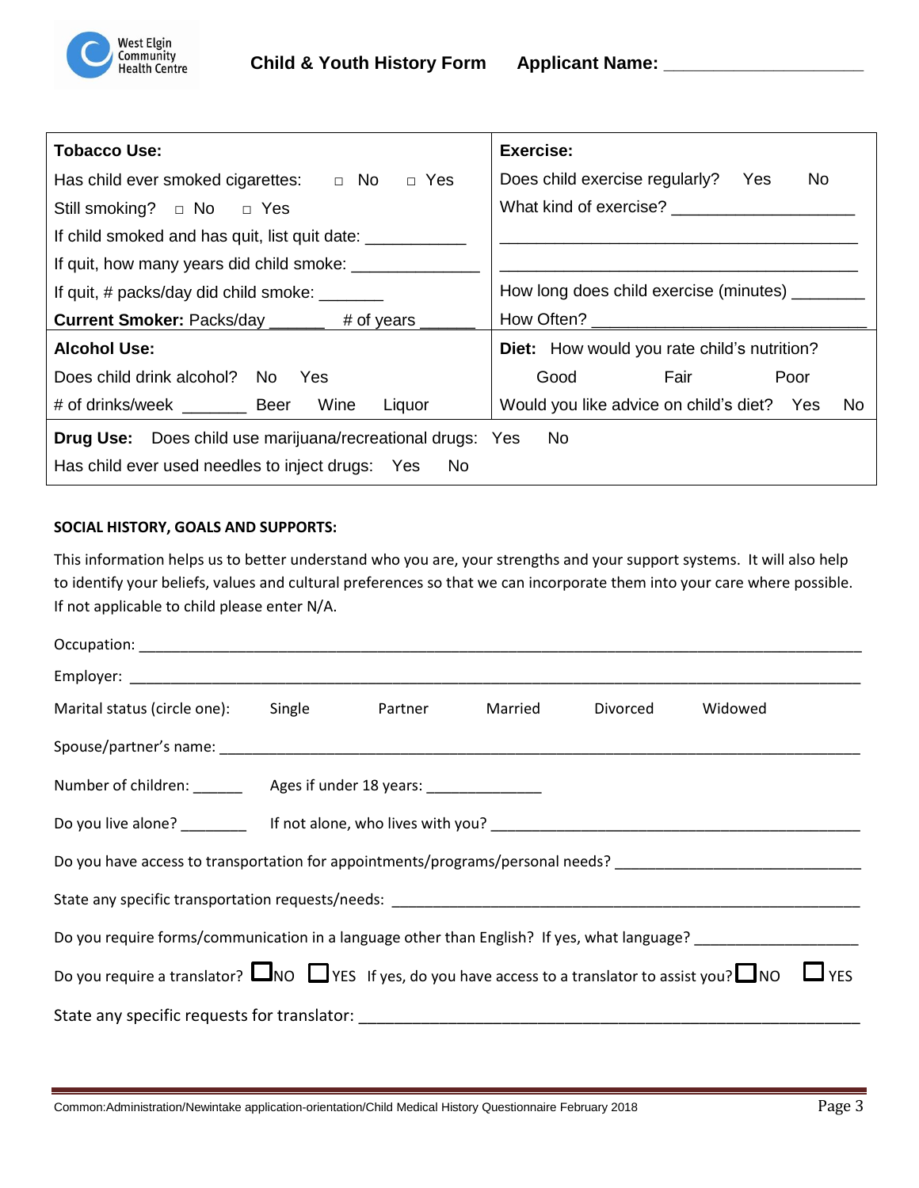**Child & Youth History Form** **Applicant Name:** ____________________

| **Tobacco Use:** | **Exercise:** |
|---|---|
| Has child ever smoked cigarettes: □ No □ Yes | Does child exercise regularly? Yes No |
| Still smoking? □ No □ Yes | What kind of exercise? ___________________ |
| If child smoked and has quit, list quit date: ___________ | ______________________________________ |
| If quit, how many years did child smoke: ______________ | ______________________________________ |
| If quit, # packs/day did child smoke: _______ | How long does child exercise (minutes) ________ |
| **Current Smoker:** Packs/day ______ # of years ______ | How Often? _____________________________ |
| **Alcohol Use:** | **Diet:** How would you rate child's nutrition? |
| Does child drink alcohol? No Yes | Good Fair Poor |
| # of drinks/week _______ Beer Wine Liquor | Would you like advice on child's diet? Yes No |
| **Drug Use:** Does child use marijuana/recreational drugs: Yes No | |
| Has child ever used needles to inject drugs: Yes No | |

**SOCIAL HISTORY, GOALS AND SUPPORTS:**

This information helps us to better understand who you are, your strengths and your support systems. It will also help to identify your beliefs, values and cultural preferences so that we can incorporate them into your care where possible. If not applicable to child please enter N/A.

Occupation: ____________________________________________________________________________

Employer: ______________________________________________________________________________

Marital status (circle one): Single Partner Married Divorced Widowed

Spouse/partner's name: ___________________________________________________________________

Number of children: ______ Ages if under 18 years: ______________

Do you live alone? ________ If not alone, who lives with you? ______________________________________

Do you have access to transportation for appointments/programs/personal needs? ______________________

State any specific transportation requests/needs: ________________________________________________

Do you require forms/communication in a language other than English? If yes, what language? _______________

Do you require a translator? ☐ NO ☐ YES If yes, do you have access to a translator to assist you? ☐ NO ☐ YES

State any specific requests for translator: ______________________________________________________

Common:Administration/Newintake application-orientation/Child Medical History Questionnaire February 2018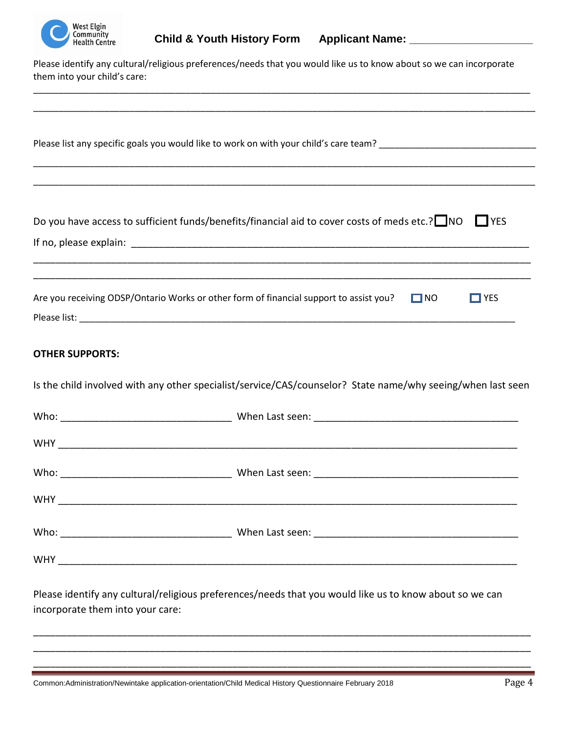West Elgin Community Health Centre

**Child & Youth History Form** **Applicant Name:** ____________________

Please identify any cultural/religious preferences/needs that you would like us to know about so we can incorporate them into your child's care:

______________________________________________________________________________

______________________________________________________________________________

Please list any specific goals you would like to work on with your child's care team? ____________________________

______________________________________________________________________________

______________________________________________________________________________

Do you have access to sufficient funds/benefits/financial aid to cover costs of meds etc.? ☐ NO ☐ YES

If no, please explain: ____________________________________________________________

______________________________________________________________________________

______________________________________________________________________________

Are you receiving ODSP/Ontario Works or other form of financial support to assist you? ☐ NO ☐ YES

Please list: ______________________________________________________________________

**OTHER SUPPORTS:**

Is the child involved with any other specialist/service/CAS/counselor? State name/why seeing/when last seen

Who: ______________________________ When Last seen: ______________________________

WHY ______________________________________________________________________________

Who: ______________________________ When Last seen: ______________________________

WHY ______________________________________________________________________________

Who: ______________________________ When Last seen: ______________________________

WHY ______________________________________________________________________________

Please identify any cultural/religious preferences/needs that you would like us to know about so we can incorporate them into your care:

______________________________________________________________________________

______________________________________________________________________________

______________________________________________________________________________

Common:Administration/Newintake application-orientation/Child Medical History Questionnaire February 2018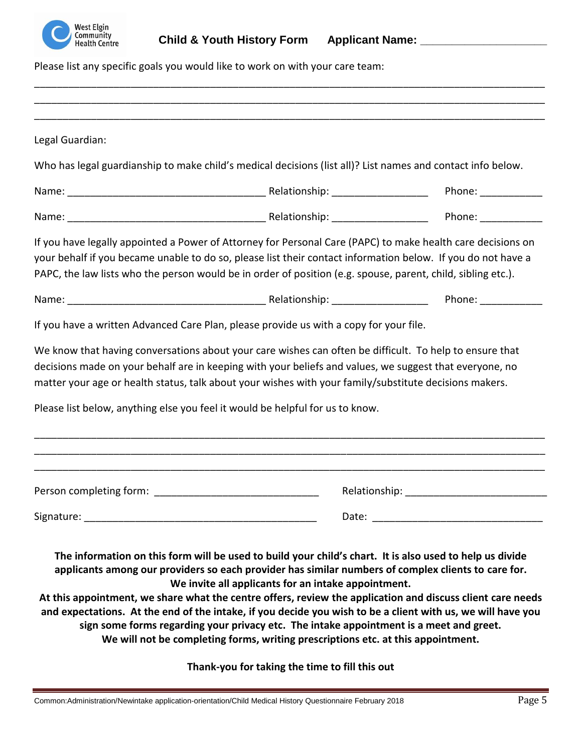Please list any specific goals you would like to work on with your care team:

\_\_\_\_\_\_\_\_\_\_\_\_\_\_\_\_\_\_\_\_\_\_\_\_\_\_\_\_\_\_\_\_\_\_\_\_\_\_\_\_\_\_\_\_\_\_\_\_\_\_\_\_\_\_\_\_\_\_\_\_\_\_\_\_\_\_\_\_\_\_\_\_\_\_\_\_\_\_\_\_\_\_\_\_\_\_\_\_\_\_\_\_

\_\_\_\_\_\_\_\_\_\_\_\_\_\_\_\_\_\_\_\_\_\_\_\_\_\_\_\_\_\_\_\_\_\_\_\_\_\_\_\_\_\_\_\_\_\_\_\_\_\_\_\_\_\_\_\_\_\_\_\_\_\_\_\_\_\_\_\_\_\_\_\_\_\_\_\_\_\_\_\_\_\_\_\_\_\_\_\_\_\_\_\_

\_\_\_\_\_\_\_\_\_\_\_\_\_\_\_\_\_\_\_\_\_\_\_\_\_\_\_\_\_\_\_\_\_\_\_\_\_\_\_\_\_\_\_\_\_\_\_\_\_\_\_\_\_\_\_\_\_\_\_\_\_\_\_\_\_\_\_\_\_\_\_\_\_\_\_\_\_\_\_\_\_\_\_\_\_\_\_\_\_\_\_\_

Legal Guardian:

Who has legal guardianship to make child's medical decisions (list all)? List names and contact info below.

Name: \_\_\_\_\_\_\_\_\_\_\_\_\_\_\_\_\_\_\_\_\_\_\_\_\_\_\_\_\_\_\_\_\_\_ Relationship: \_\_\_\_\_\_\_\_\_\_\_\_\_\_\_\_ Phone: \_\_\_\_\_\_\_\_\_\_

Name: \_\_\_\_\_\_\_\_\_\_\_\_\_\_\_\_\_\_\_\_\_\_\_\_\_\_\_\_\_\_\_\_\_\_ Relationship: \_\_\_\_\_\_\_\_\_\_\_\_\_\_\_\_ Phone: \_\_\_\_\_\_\_\_\_\_

If you have legally appointed a Power of Attorney for Personal Care (PAPC) to make health care decisions on your behalf if you became unable to do so, please list their contact information below. If you do not have a PAPC, the law lists who the person would be in order of position (e.g. spouse, parent, child, sibling etc.).

Name: \_\_\_\_\_\_\_\_\_\_\_\_\_\_\_\_\_\_\_\_\_\_\_\_\_\_\_\_\_\_\_\_\_\_ Relationship: \_\_\_\_\_\_\_\_\_\_\_\_\_\_\_\_ Phone: \_\_\_\_\_\_\_\_\_\_

If you have a written Advanced Care Plan, please provide us with a copy for your file.

We know that having conversations about your care wishes can often be difficult. To help to ensure that decisions made on your behalf are in keeping with your beliefs and values, we suggest that everyone, no matter your age or health status, talk about your wishes with your family/substitute decisions makers.

Please list below, anything else you feel it would be helpful for us to know.

\_\_\_\_\_\_\_\_\_\_\_\_\_\_\_\_\_\_\_\_\_\_\_\_\_\_\_\_\_\_\_\_\_\_\_\_\_\_\_\_\_\_\_\_\_\_\_\_\_\_\_\_\_\_\_\_\_\_\_\_\_\_\_\_\_\_\_\_\_\_\_\_\_\_\_\_\_\_\_\_\_\_\_\_\_\_\_\_\_\_\_\_

\_\_\_\_\_\_\_\_\_\_\_\_\_\_\_\_\_\_\_\_\_\_\_\_\_\_\_\_\_\_\_\_\_\_\_\_\_\_\_\_\_\_\_\_\_\_\_\_\_\_\_\_\_\_\_\_\_\_\_\_\_\_\_\_\_\_\_\_\_\_\_\_\_\_\_\_\_\_\_\_\_\_\_\_\_\_\_\_\_\_\_\_

\_\_\_\_\_\_\_\_\_\_\_\_\_\_\_\_\_\_\_\_\_\_\_\_\_\_\_\_\_\_\_\_\_\_\_\_\_\_\_\_\_\_\_\_\_\_\_\_\_\_\_\_\_\_\_\_\_\_\_\_\_\_\_\_\_\_\_\_\_\_\_\_\_\_\_\_\_\_\_\_\_\_\_\_\_\_\_\_\_\_\_\_

Person completing form: \_\_\_\_\_\_\_\_\_\_\_\_\_\_\_\_\_\_\_\_\_\_\_\_\_\_\_\_ Relationship: \_\_\_\_\_\_\_\_\_\_\_\_\_\_\_\_\_\_\_\_\_\_\_\_

Signature: \_\_\_\_\_\_\_\_\_\_\_\_\_\_\_\_\_\_\_\_\_\_\_\_\_\_\_\_\_\_\_\_\_\_\_\_\_\_\_\_ Date: \_\_\_\_\_\_\_\_\_\_\_\_\_\_\_\_\_\_\_\_\_\_\_\_\_\_\_\_\_\_

**The information on this form will be used to build your child's chart. It is also used to help us divide applicants among our providers so each provider has similar numbers of complex clients to care for. We invite all applicants for an intake appointment.**

**At this appointment, we share what the centre offers, review the application and discuss client care needs and expectations. At the end of the intake, if you decide you wish to be a client with us, we will have you sign some forms regarding your privacy etc. The intake appointment is a meet and greet. We will not be completing forms, writing prescriptions etc. at this appointment.**

**Thank-you for taking the time to fill this out**